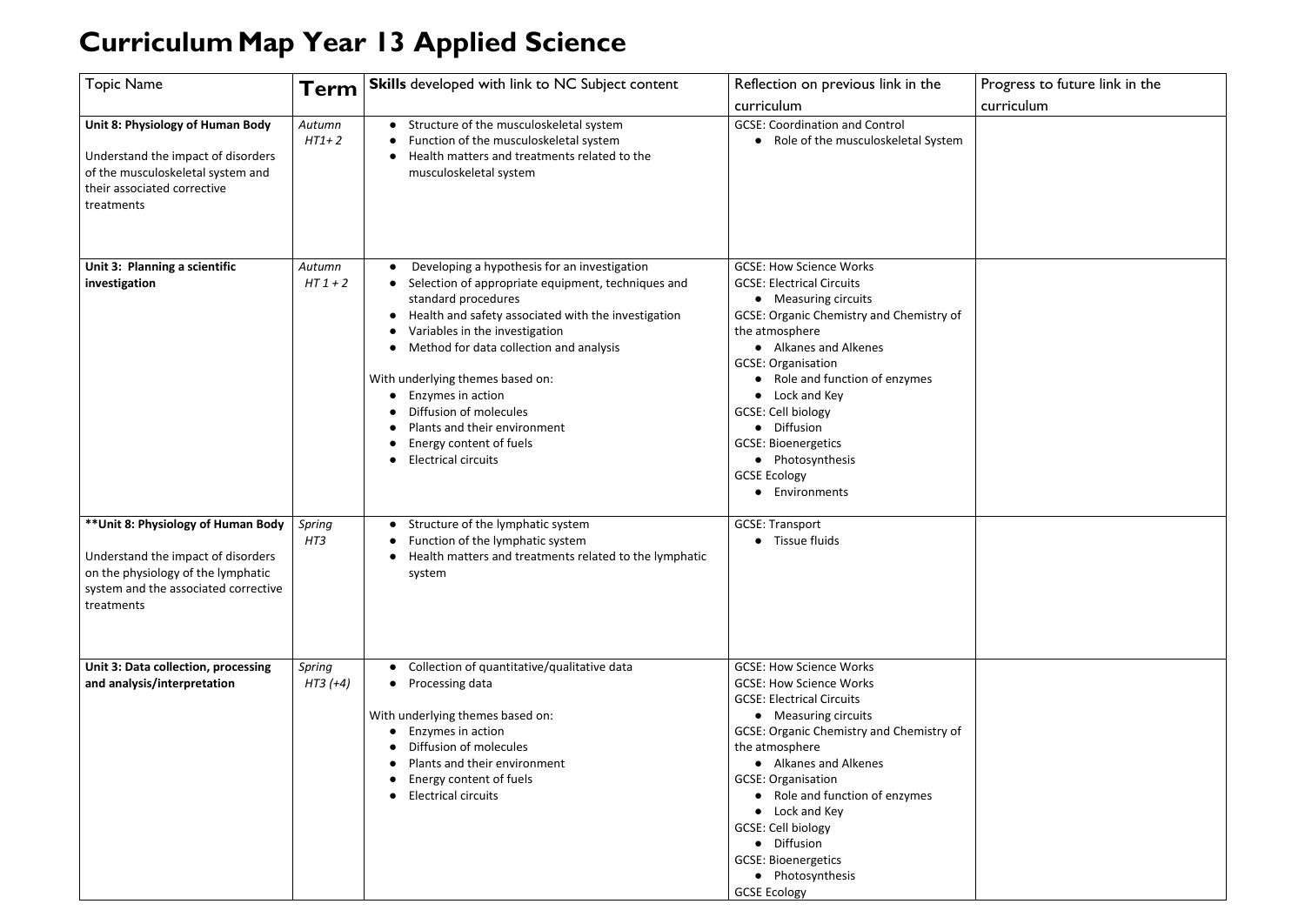# Curriculum Map Year 13 Applied Science

| Topic Name | Term | **Skills** developed with link to NC Subject content | Reflection on previous link in the curriculum | Progress to future link in the curriculum |
|---|---|---|---|---|
| **Unit 8: Physiology of Human Body**<br><br>Understand the impact of disorders of the musculoskeletal system and their associated corrective treatments | *Autumn HT1+ 2* | • Structure of the musculoskeletal system<br>• Function of the musculoskeletal system<br>• Health matters and treatments related to the musculoskeletal system | GCSE: Coordination and Control<br>• Role of the musculoskeletal System | |
| **Unit 3: Planning a scientific investigation** | *Autumn HT 1 + 2* | • Developing a hypothesis for an investigation<br>• Selection of appropriate equipment, techniques and standard procedures<br>• Health and safety associated with the investigation<br>• Variables in the investigation<br>• Method for data collection and analysis<br><br>With underlying themes based on:<br>• Enzymes in action<br>• Diffusion of molecules<br>• Plants and their environment<br>• Energy content of fuels<br>• Electrical circuits | GCSE: How Science Works<br>GCSE: Electrical Circuits<br>• Measuring circuits<br>GCSE: Organic Chemistry and Chemistry of the atmosphere<br>• Alkanes and Alkenes<br>GCSE: Organisation<br>• Role and function of enzymes<br>• Lock and Key<br>GCSE: Cell biology<br>• Diffusion<br>GCSE: Bioenergetics<br>• Photosynthesis<br>GCSE Ecology<br>• Environments | |
| **\*\*Unit 8: Physiology of Human Body**<br><br>Understand the impact of disorders on the physiology of the lymphatic system and the associated corrective treatments | *Spring HT3* | • Structure of the lymphatic system<br>• Function of the lymphatic system<br>• Health matters and treatments related to the lymphatic system | GCSE: Transport<br>• Tissue fluids | |
| **Unit 3: Data collection, processing and analysis/interpretation** | *Spring HT3 (+4)* | • Collection of quantitative/qualitative data<br>• Processing data<br><br>With underlying themes based on:<br>• Enzymes in action<br>• Diffusion of molecules<br>• Plants and their environment<br>• Energy content of fuels<br>• Electrical circuits | GCSE: How Science Works<br>GCSE: How Science Works<br>GCSE: Electrical Circuits<br>• Measuring circuits<br>GCSE: Organic Chemistry and Chemistry of the atmosphere<br>• Alkanes and Alkenes<br>GCSE: Organisation<br>• Role and function of enzymes<br>• Lock and Key<br>GCSE: Cell biology<br>• Diffusion<br>GCSE: Bioenergetics<br>• Photosynthesis<br>GCSE Ecology | |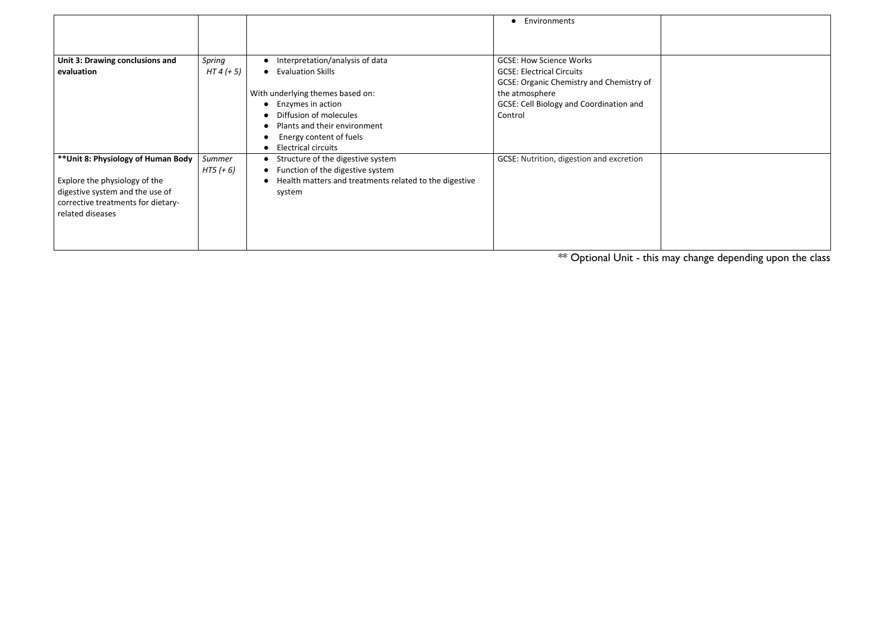| | | | | |
|---|---|---|---|---|
| | | | • Environments | |
| **Unit 3: Drawing conclusions and evaluation** | *Spring HT 4 (+ 5)* | • Interpretation/analysis of data<br>• Evaluation Skills<br><br>With underlying themes based on:<br>• Enzymes in action<br>• Diffusion of molecules<br>• Plants and their environment<br>• Energy content of fuels<br>• Electrical circuits | GCSE: How Science Works<br>GCSE: Electrical Circuits<br>GCSE: Organic Chemistry and Chemistry of the atmosphere<br>GCSE: Cell Biology and Coordination and Control | |
| **\*\*Unit 8: Physiology of Human Body**<br><br>Explore the physiology of the digestive system and the use of corrective treatments for dietary-related diseases | *Summer HT5 (+ 6)* | • Structure of the digestive system<br>• Function of the digestive system<br>• Health matters and treatments related to the digestive system | GCSE: Nutrition, digestion and excretion | |

** Optional Unit - this may change depending upon the class